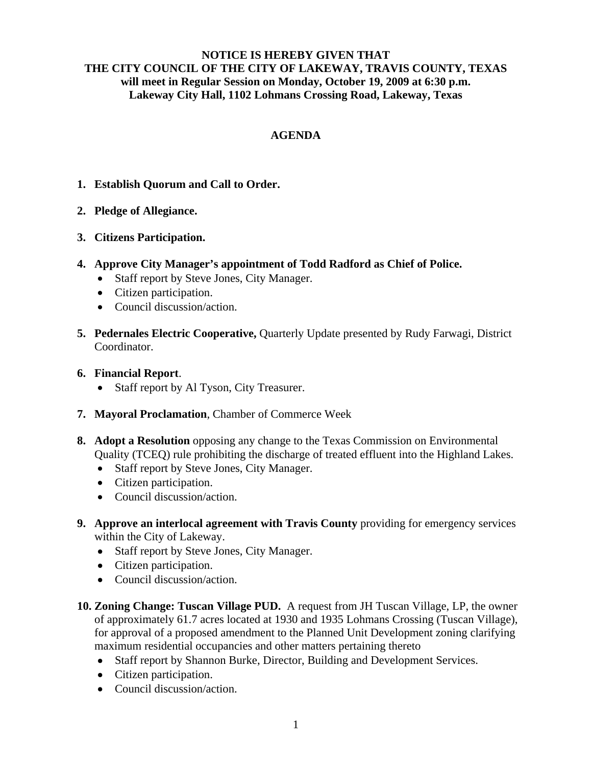**NOTICE IS HEREBY GIVEN THAT**
**THE CITY COUNCIL OF THE CITY OF LAKEWAY, TRAVIS COUNTY, TEXAS**
**will meet in Regular Session on Monday, October 19, 2009 at 6:30 p.m.**
**Lakeway City Hall, 1102 Lohmans Crossing Road, Lakeway, Texas**

# AGENDA

1. **Establish Quorum and Call to Order.**

2. **Pledge of Allegiance.**

3. **Citizens Participation.**

4. **Approve City Manager's appointment of Todd Radford as Chief of Police.**
   - Staff report by Steve Jones, City Manager.
   - Citizen participation.
   - Council discussion/action.

5. **Pedernales Electric Cooperative,** Quarterly Update presented by Rudy Farwagi, District Coordinator.

6. **Financial Report**.
   - Staff report by Al Tyson, City Treasurer.

7. **Mayoral Proclamation**, Chamber of Commerce Week

8. **Adopt a Resolution** opposing any change to the Texas Commission on Environmental Quality (TCEQ) rule prohibiting the discharge of treated effluent into the Highland Lakes.
   - Staff report by Steve Jones, City Manager.
   - Citizen participation.
   - Council discussion/action.

9. **Approve an interlocal agreement with Travis County** providing for emergency services within the City of Lakeway.
   - Staff report by Steve Jones, City Manager.
   - Citizen participation.
   - Council discussion/action.

10. **Zoning Change: Tuscan Village PUD.** A request from JH Tuscan Village, LP, the owner of approximately 61.7 acres located at 1930 and 1935 Lohmans Crossing (Tuscan Village), for approval of a proposed amendment to the Planned Unit Development zoning clarifying maximum residential occupancies and other matters pertaining thereto
    - Staff report by Shannon Burke, Director, Building and Development Services.
    - Citizen participation.
    - Council discussion/action.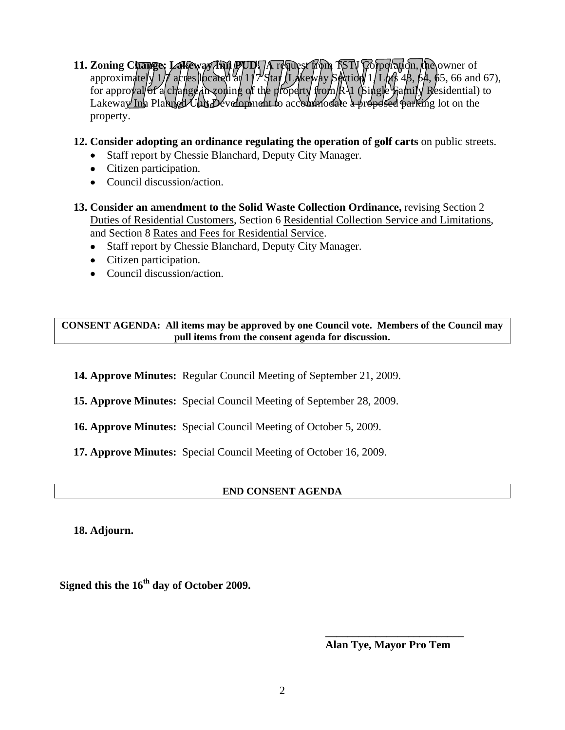11. **Zoning Change: Lakeway Inn PUD.** A request from TSTJ Corporation, the owner of approximately 1.7 acres located at 117 Star (Lakeway Section 1, Lots 43, 64, 65, 66 and 67), for approval of a change in zoning of the property from R-1 (Single Family Residential) to Lakeway Inn Planned Unit Development to accommodate a proposed parking lot on the property.

POSTPONED

12. **Consider adopting an ordinance regulating the operation of golf carts** on public streets.
    - Staff report by Chessie Blanchard, Deputy City Manager.
    - Citizen participation.
    - Council discussion/action.

13. **Consider an amendment to the Solid Waste Collection Ordinance,** revising Section 2 Duties of Residential Customers, Section 6 Residential Collection Service and Limitations, and Section 8 Rates and Fees for Residential Service.
    - Staff report by Chessie Blanchard, Deputy City Manager.
    - Citizen participation.
    - Council discussion/action.

**CONSENT AGENDA: All items may be approved by one Council vote. Members of the Council may pull items from the consent agenda for discussion.**

14. **Approve Minutes:** Regular Council Meeting of September 21, 2009.

15. **Approve Minutes:** Special Council Meeting of September 28, 2009.

16. **Approve Minutes:** Special Council Meeting of October 5, 2009.

17. **Approve Minutes:** Special Council Meeting of October 16, 2009.

**END CONSENT AGENDA**

18. **Adjourn.**

**Signed this the 16th day of October 2009.**

\_\_\_\_\_\_\_\_\_\_\_\_\_\_\_\_\_\_\_\_\_\_\_\_\_\_

**Alan Tye, Mayor Pro Tem**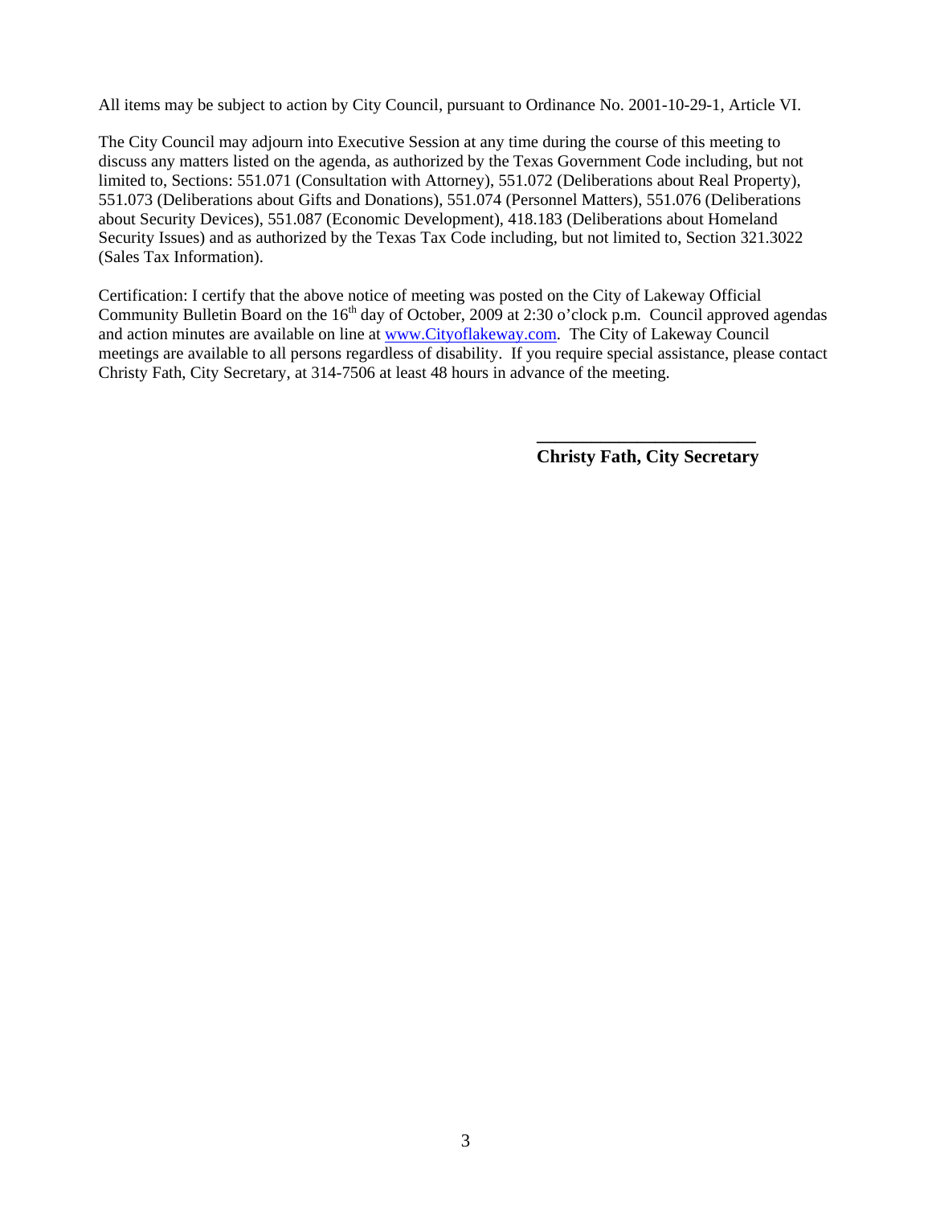All items may be subject to action by City Council, pursuant to Ordinance No. 2001-10-29-1, Article VI.

The City Council may adjourn into Executive Session at any time during the course of this meeting to discuss any matters listed on the agenda, as authorized by the Texas Government Code including, but not limited to, Sections: 551.071 (Consultation with Attorney), 551.072 (Deliberations about Real Property), 551.073 (Deliberations about Gifts and Donations), 551.074 (Personnel Matters), 551.076 (Deliberations about Security Devices), 551.087 (Economic Development), 418.183 (Deliberations about Homeland Security Issues) and as authorized by the Texas Tax Code including, but not limited to, Section 321.3022 (Sales Tax Information).

Certification: I certify that the above notice of meeting was posted on the City of Lakeway Official Community Bulletin Board on the 16th day of October, 2009 at 2:30 o'clock p.m. Council approved agendas and action minutes are available on line at www.Cityoflakeway.com. The City of Lakeway Council meetings are available to all persons regardless of disability. If you require special assistance, please contact Christy Fath, City Secretary, at 314-7506 at least 48 hours in advance of the meeting.

\_\_\_\_\_\_\_\_\_\_\_\_\_\_\_\_\_\_\_\_\_\_\_\_\_\_

**Christy Fath, City Secretary**